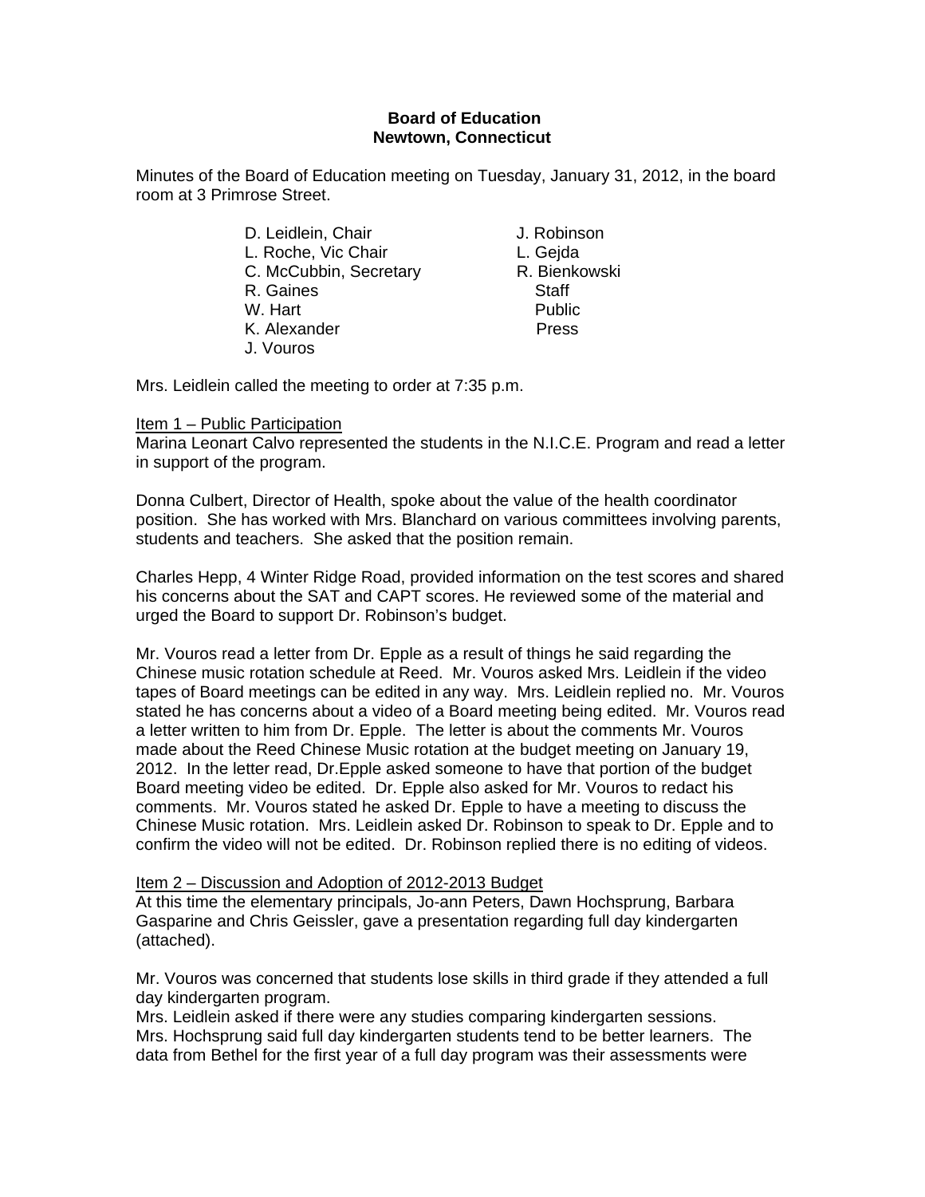**Board of Education**
**Newtown, Connecticut**

Minutes of the Board of Education meeting on Tuesday, January 31, 2012, in the board room at 3 Primrose Street.

| | |
|---|---|
| D. Leidlein, Chair | J. Robinson |
| L. Roche, Vic Chair | L. Gejda |
| C. McCubbin, Secretary | R. Bienkowski |
| R. Gaines | Staff |
| W. Hart | Public |
| K. Alexander | Press |
| J. Vouros | |

Mrs. Leidlein called the meeting to order at 7:35 p.m.

Item 1 – Public Participation

Marina Leonart Calvo represented the students in the N.I.C.E. Program and read a letter in support of the program.

Donna Culbert, Director of Health, spoke about the value of the health coordinator position. She has worked with Mrs. Blanchard on various committees involving parents, students and teachers. She asked that the position remain.

Charles Hepp, 4 Winter Ridge Road, provided information on the test scores and shared his concerns about the SAT and CAPT scores. He reviewed some of the material and urged the Board to support Dr. Robinson's budget.

Mr. Vouros read a letter from Dr. Epple as a result of things he said regarding the Chinese music rotation schedule at Reed. Mr. Vouros asked Mrs. Leidlein if the video tapes of Board meetings can be edited in any way. Mrs. Leidlein replied no. Mr. Vouros stated he has concerns about a video of a Board meeting being edited. Mr. Vouros read a letter written to him from Dr. Epple. The letter is about the comments Mr. Vouros made about the Reed Chinese Music rotation at the budget meeting on January 19, 2012. In the letter read, Dr.Epple asked someone to have that portion of the budget Board meeting video be edited. Dr. Epple also asked for Mr. Vouros to redact his comments. Mr. Vouros stated he asked Dr. Epple to have a meeting to discuss the Chinese Music rotation. Mrs. Leidlein asked Dr. Robinson to speak to Dr. Epple and to confirm the video will not be edited. Dr. Robinson replied there is no editing of videos.

Item 2 – Discussion and Adoption of 2012-2013 Budget

At this time the elementary principals, Jo-ann Peters, Dawn Hochsprung, Barbara Gasparine and Chris Geissler, gave a presentation regarding full day kindergarten (attached).

Mr. Vouros was concerned that students lose skills in third grade if they attended a full day kindergarten program.

Mrs. Leidlein asked if there were any studies comparing kindergarten sessions.

Mrs. Hochsprung said full day kindergarten students tend to be better learners. The data from Bethel for the first year of a full day program was their assessments were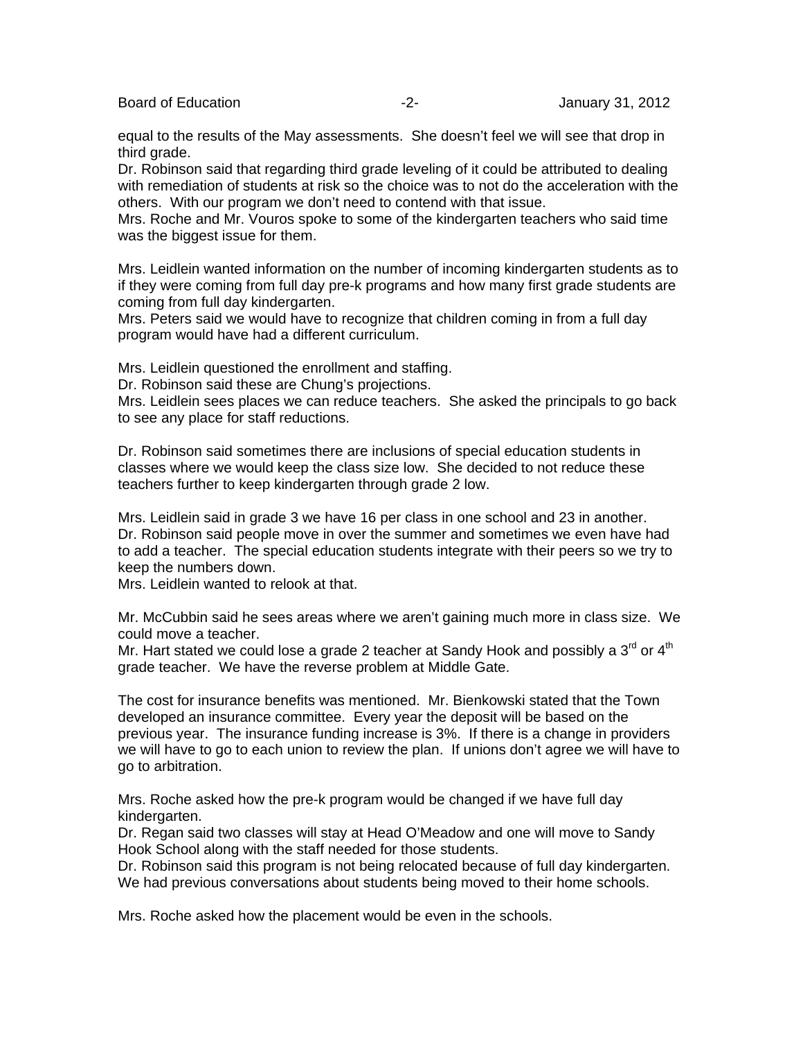equal to the results of the May assessments. She doesn't feel we will see that drop in third grade.
Dr. Robinson said that regarding third grade leveling of it could be attributed to dealing with remediation of students at risk so the choice was to not do the acceleration with the others. With our program we don't need to contend with that issue.
Mrs. Roche and Mr. Vouros spoke to some of the kindergarten teachers who said time was the biggest issue for them.

Mrs. Leidlein wanted information on the number of incoming kindergarten students as to if they were coming from full day pre-k programs and how many first grade students are coming from full day kindergarten.
Mrs. Peters said we would have to recognize that children coming in from a full day program would have had a different curriculum.

Mrs. Leidlein questioned the enrollment and staffing.
Dr. Robinson said these are Chung's projections.
Mrs. Leidlein sees places we can reduce teachers. She asked the principals to go back to see any place for staff reductions.

Dr. Robinson said sometimes there are inclusions of special education students in classes where we would keep the class size low. She decided to not reduce these teachers further to keep kindergarten through grade 2 low.

Mrs. Leidlein said in grade 3 we have 16 per class in one school and 23 in another.
Dr. Robinson said people move in over the summer and sometimes we even have had to add a teacher. The special education students integrate with their peers so we try to keep the numbers down.
Mrs. Leidlein wanted to relook at that.

Mr. McCubbin said he sees areas where we aren't gaining much more in class size. We could move a teacher.
Mr. Hart stated we could lose a grade 2 teacher at Sandy Hook and possibly a 3rd or 4th grade teacher. We have the reverse problem at Middle Gate.

The cost for insurance benefits was mentioned. Mr. Bienkowski stated that the Town developed an insurance committee. Every year the deposit will be based on the previous year. The insurance funding increase is 3%. If there is a change in providers we will have to go to each union to review the plan. If unions don't agree we will have to go to arbitration.

Mrs. Roche asked how the pre-k program would be changed if we have full day kindergarten.
Dr. Regan said two classes will stay at Head O'Meadow and one will move to Sandy Hook School along with the staff needed for those students.
Dr. Robinson said this program is not being relocated because of full day kindergarten. We had previous conversations about students being moved to their home schools.

Mrs. Roche asked how the placement would be even in the schools.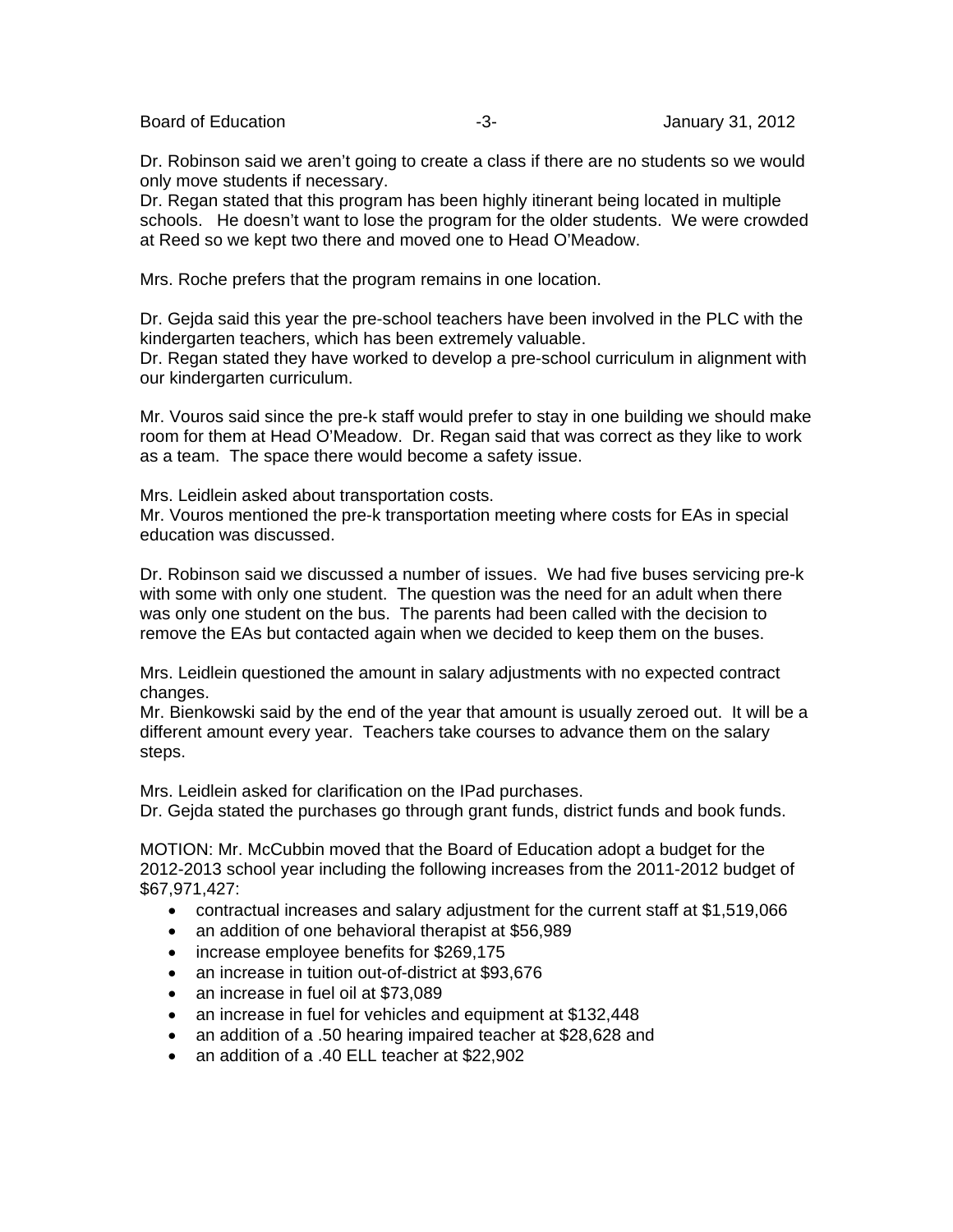Dr. Robinson said we aren't going to create a class if there are no students so we would only move students if necessary.
Dr. Regan stated that this program has been highly itinerant being located in multiple schools. He doesn't want to lose the program for the older students. We were crowded at Reed so we kept two there and moved one to Head O'Meadow.

Mrs. Roche prefers that the program remains in one location.

Dr. Gejda said this year the pre-school teachers have been involved in the PLC with the kindergarten teachers, which has been extremely valuable.
Dr. Regan stated they have worked to develop a pre-school curriculum in alignment with our kindergarten curriculum.

Mr. Vouros said since the pre-k staff would prefer to stay in one building we should make room for them at Head O'Meadow. Dr. Regan said that was correct as they like to work as a team. The space there would become a safety issue.

Mrs. Leidlein asked about transportation costs.
Mr. Vouros mentioned the pre-k transportation meeting where costs for EAs in special education was discussed.

Dr. Robinson said we discussed a number of issues. We had five buses servicing pre-k with some with only one student. The question was the need for an adult when there was only one student on the bus. The parents had been called with the decision to remove the EAs but contacted again when we decided to keep them on the buses.

Mrs. Leidlein questioned the amount in salary adjustments with no expected contract changes.
Mr. Bienkowski said by the end of the year that amount is usually zeroed out. It will be a different amount every year. Teachers take courses to advance them on the salary steps.

Mrs. Leidlein asked for clarification on the IPad purchases.
Dr. Gejda stated the purchases go through grant funds, district funds and book funds.

MOTION: Mr. McCubbin moved that the Board of Education adopt a budget for the 2012-2013 school year including the following increases from the 2011-2012 budget of $67,971,427:

- contractual increases and salary adjustment for the current staff at $1,519,066
- an addition of one behavioral therapist at $56,989
- increase employee benefits for $269,175
- an increase in tuition out-of-district at $93,676
- an increase in fuel oil at $73,089
- an increase in fuel for vehicles and equipment at $132,448
- an addition of a .50 hearing impaired teacher at $28,628 and
- an addition of a .40 ELL teacher at $22,902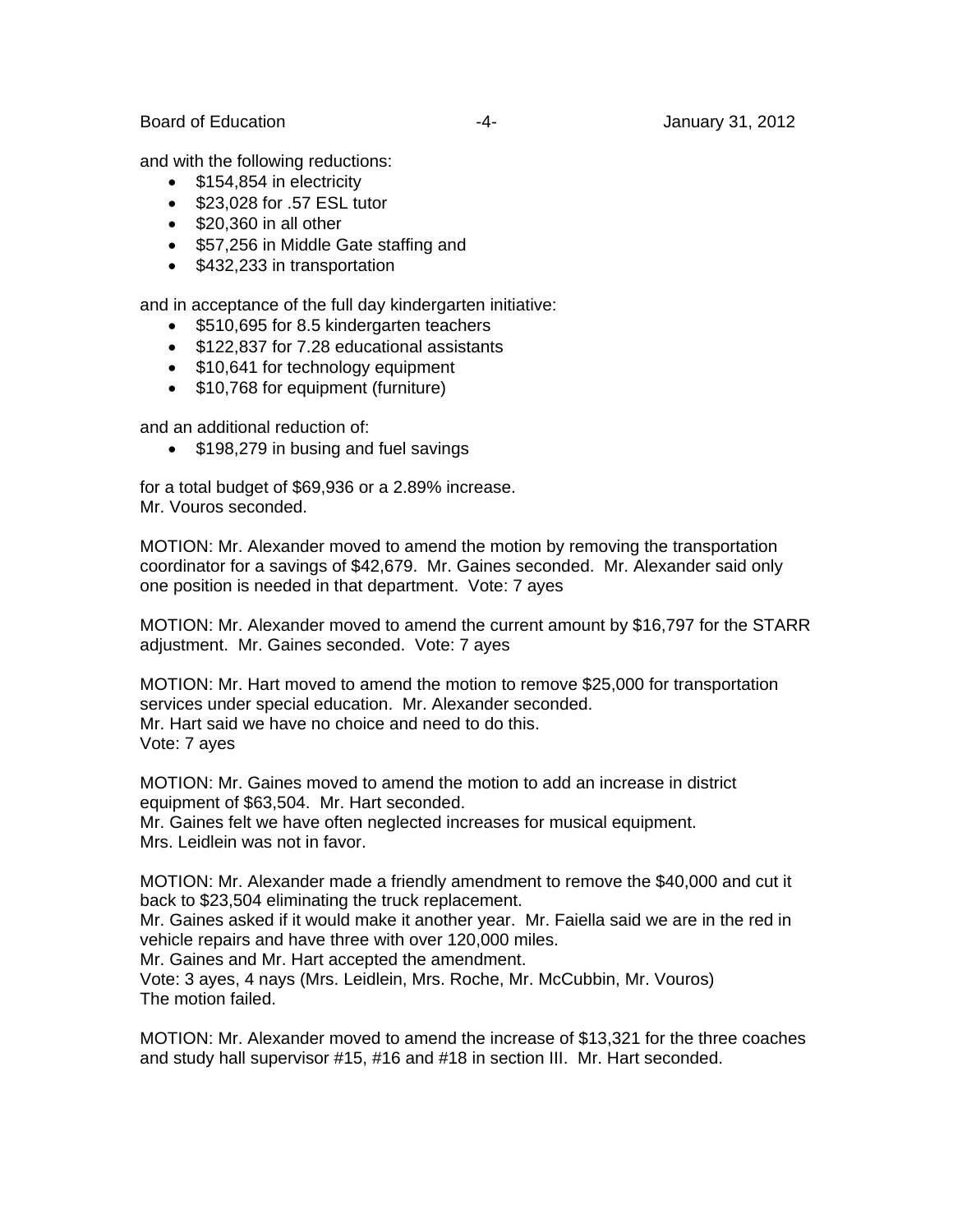and with the following reductions:

- $154,854 in electricity
- $23,028 for .57 ESL tutor
- $20,360 in all other
- $57,256 in Middle Gate staffing and
- $432,233 in transportation

and in acceptance of the full day kindergarten initiative:

- $510,695 for 8.5 kindergarten teachers
- $122,837 for 7.28 educational assistants
- $10,641 for technology equipment
- $10,768 for equipment (furniture)

and an additional reduction of:

- $198,279 in busing and fuel savings

for a total budget of $69,936 or a 2.89% increase.
Mr. Vouros seconded.

MOTION: Mr. Alexander moved to amend the motion by removing the transportation coordinator for a savings of $42,679. Mr. Gaines seconded. Mr. Alexander said only one position is needed in that department. Vote: 7 ayes

MOTION: Mr. Alexander moved to amend the current amount by $16,797 for the STARR adjustment. Mr. Gaines seconded. Vote: 7 ayes

MOTION: Mr. Hart moved to amend the motion to remove $25,000 for transportation services under special education. Mr. Alexander seconded.
Mr. Hart said we have no choice and need to do this.
Vote: 7 ayes

MOTION: Mr. Gaines moved to amend the motion to add an increase in district equipment of $63,504. Mr. Hart seconded.
Mr. Gaines felt we have often neglected increases for musical equipment.
Mrs. Leidlein was not in favor.

MOTION: Mr. Alexander made a friendly amendment to remove the $40,000 and cut it back to $23,504 eliminating the truck replacement.
Mr. Gaines asked if it would make it another year. Mr. Faiella said we are in the red in vehicle repairs and have three with over 120,000 miles.
Mr. Gaines and Mr. Hart accepted the amendment.
Vote: 3 ayes, 4 nays (Mrs. Leidlein, Mrs. Roche, Mr. McCubbin, Mr. Vouros)
The motion failed.

MOTION: Mr. Alexander moved to amend the increase of $13,321 for the three coaches and study hall supervisor #15, #16 and #18 in section III. Mr. Hart seconded.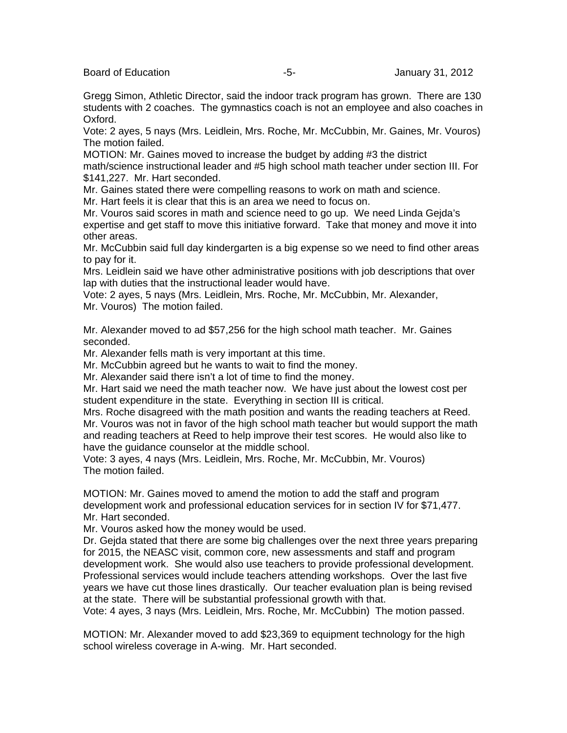Gregg Simon, Athletic Director, said the indoor track program has grown. There are 130 students with 2 coaches. The gymnastics coach is not an employee and also coaches in Oxford.

Vote: 2 ayes, 5 nays (Mrs. Leidlein, Mrs. Roche, Mr. McCubbin, Mr. Gaines, Mr. Vouros) The motion failed.

MOTION: Mr. Gaines moved to increase the budget by adding #3 the district math/science instructional leader and #5 high school math teacher under section III. For $141,227. Mr. Hart seconded.

Mr. Gaines stated there were compelling reasons to work on math and science.

Mr. Hart feels it is clear that this is an area we need to focus on.

Mr. Vouros said scores in math and science need to go up. We need Linda Gejda's expertise and get staff to move this initiative forward. Take that money and move it into other areas.

Mr. McCubbin said full day kindergarten is a big expense so we need to find other areas to pay for it.

Mrs. Leidlein said we have other administrative positions with job descriptions that over lap with duties that the instructional leader would have.

Vote: 2 ayes, 5 nays (Mrs. Leidlein, Mrs. Roche, Mr. McCubbin, Mr. Alexander, Mr. Vouros) The motion failed.

Mr. Alexander moved to ad $57,256 for the high school math teacher. Mr. Gaines seconded.

Mr. Alexander fells math is very important at this time.

Mr. McCubbin agreed but he wants to wait to find the money.

Mr. Alexander said there isn't a lot of time to find the money.

Mr. Hart said we need the math teacher now. We have just about the lowest cost per student expenditure in the state. Everything in section III is critical.

Mrs. Roche disagreed with the math position and wants the reading teachers at Reed.

Mr. Vouros was not in favor of the high school math teacher but would support the math and reading teachers at Reed to help improve their test scores. He would also like to have the guidance counselor at the middle school.

Vote: 3 ayes, 4 nays (Mrs. Leidlein, Mrs. Roche, Mr. McCubbin, Mr. Vouros) The motion failed.

MOTION: Mr. Gaines moved to amend the motion to add the staff and program development work and professional education services for in section IV for $71,477. Mr. Hart seconded.

Mr. Vouros asked how the money would be used.

Dr. Gejda stated that there are some big challenges over the next three years preparing for 2015, the NEASC visit, common core, new assessments and staff and program development work. She would also use teachers to provide professional development. Professional services would include teachers attending workshops. Over the last five years we have cut those lines drastically. Our teacher evaluation plan is being revised at the state. There will be substantial professional growth with that.

Vote: 4 ayes, 3 nays (Mrs. Leidlein, Mrs. Roche, Mr. McCubbin) The motion passed.

MOTION: Mr. Alexander moved to add $23,369 to equipment technology for the high school wireless coverage in A-wing. Mr. Hart seconded.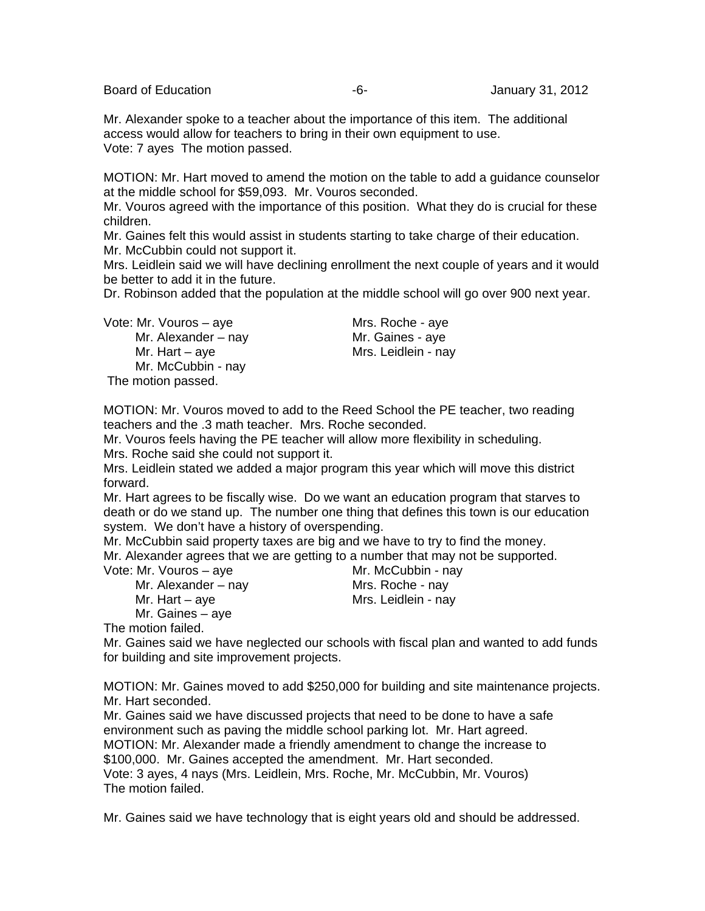Mr. Alexander spoke to a teacher about the importance of this item. The additional access would allow for teachers to bring in their own equipment to use.
Vote: 7 ayes The motion passed.

MOTION: Mr. Hart moved to amend the motion on the table to add a guidance counselor at the middle school for $59,093. Mr. Vouros seconded.
Mr. Vouros agreed with the importance of this position. What they do is crucial for these children.
Mr. Gaines felt this would assist in students starting to take charge of their education.
Mr. McCubbin could not support it.
Mrs. Leidlein said we will have declining enrollment the next couple of years and it would be better to add it in the future.
Dr. Robinson added that the population at the middle school will go over 900 next year.

Vote: Mr. Vouros – aye
Mr. Alexander – nay
Mr. Hart – aye
Mr. McCubbin - nay
Mrs. Roche - aye
Mr. Gaines - aye
Mrs. Leidlein - nay
The motion passed.

MOTION: Mr. Vouros moved to add to the Reed School the PE teacher, two reading teachers and the .3 math teacher. Mrs. Roche seconded.
Mr. Vouros feels having the PE teacher will allow more flexibility in scheduling.
Mrs. Roche said she could not support it.
Mrs. Leidlein stated we added a major program this year which will move this district forward.
Mr. Hart agrees to be fiscally wise. Do we want an education program that starves to death or do we stand up. The number one thing that defines this town is our education system. We don't have a history of overspending.
Mr. McCubbin said property taxes are big and we have to try to find the money.
Mr. Alexander agrees that we are getting to a number that may not be supported.
Vote: Mr. Vouros – aye
Mr. Alexander – nay
Mr. Hart – aye
Mr. Gaines – aye
Mr. McCubbin - nay
Mrs. Roche - nay
Mrs. Leidlein - nay
The motion failed.
Mr. Gaines said we have neglected our schools with fiscal plan and wanted to add funds for building and site improvement projects.

MOTION: Mr. Gaines moved to add $250,000 for building and site maintenance projects.
Mr. Hart seconded.
Mr. Gaines said we have discussed projects that need to be done to have a safe environment such as paving the middle school parking lot. Mr. Hart agreed.
MOTION: Mr. Alexander made a friendly amendment to change the increase to $100,000. Mr. Gaines accepted the amendment. Mr. Hart seconded.
Vote: 3 ayes, 4 nays (Mrs. Leidlein, Mrs. Roche, Mr. McCubbin, Mr. Vouros)
The motion failed.

Mr. Gaines said we have technology that is eight years old and should be addressed.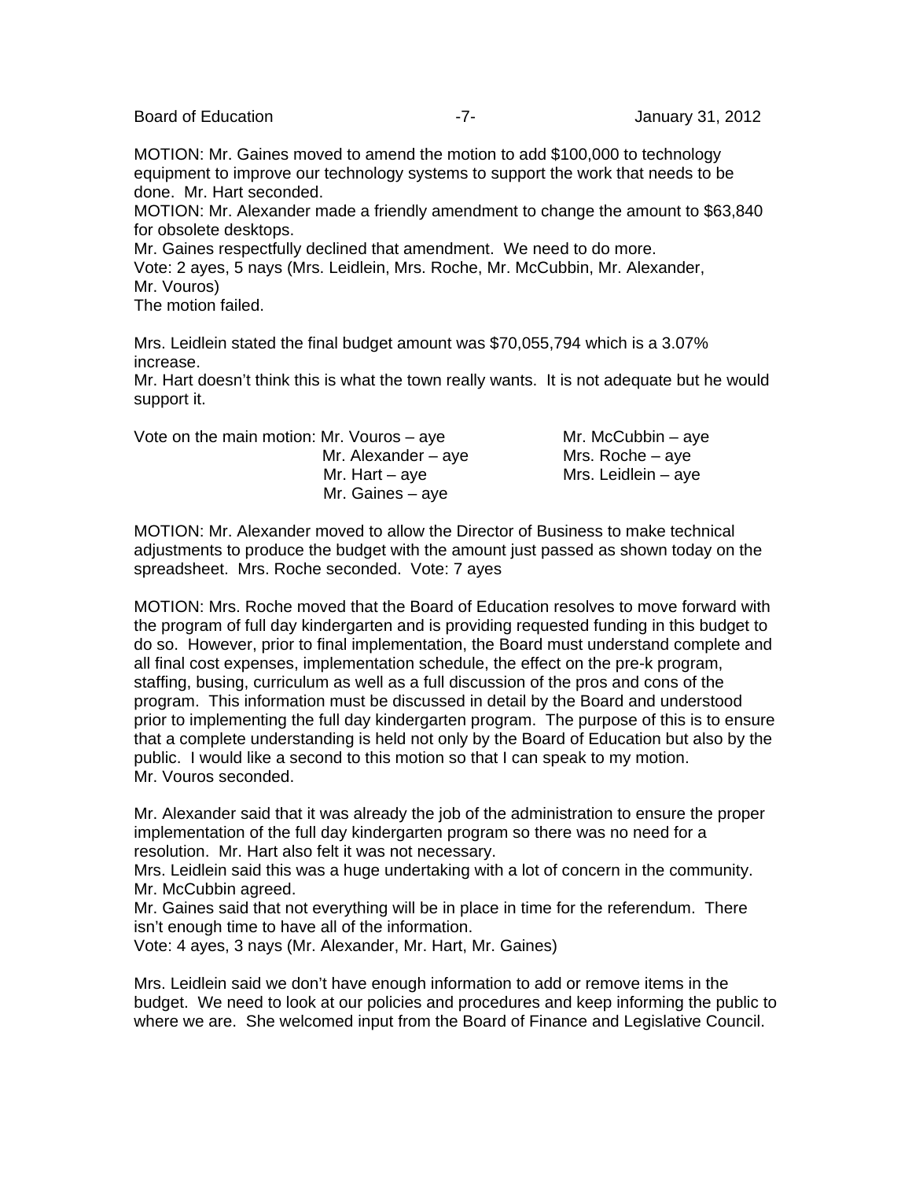MOTION: Mr. Gaines moved to amend the motion to add $100,000 to technology equipment to improve our technology systems to support the work that needs to be done. Mr. Hart seconded.
MOTION: Mr. Alexander made a friendly amendment to change the amount to $63,840 for obsolete desktops.
Mr. Gaines respectfully declined that amendment. We need to do more.
Vote: 2 ayes, 5 nays (Mrs. Leidlein, Mrs. Roche, Mr. McCubbin, Mr. Alexander, Mr. Vouros)
The motion failed.

Mrs. Leidlein stated the final budget amount was $70,055,794 which is a 3.07% increase.
Mr. Hart doesn't think this is what the town really wants. It is not adequate but he would support it.

Vote on the main motion: Mr. Vouros – aye
Mr. Alexander – aye
Mr. Hart – aye
Mr. Gaines – aye
Mr. McCubbin – aye
Mrs. Roche – aye
Mrs. Leidlein – aye

MOTION: Mr. Alexander moved to allow the Director of Business to make technical adjustments to produce the budget with the amount just passed as shown today on the spreadsheet. Mrs. Roche seconded. Vote: 7 ayes

MOTION: Mrs. Roche moved that the Board of Education resolves to move forward with the program of full day kindergarten and is providing requested funding in this budget to do so. However, prior to final implementation, the Board must understand complete and all final cost expenses, implementation schedule, the effect on the pre-k program, staffing, busing, curriculum as well as a full discussion of the pros and cons of the program. This information must be discussed in detail by the Board and understood prior to implementing the full day kindergarten program. The purpose of this is to ensure that a complete understanding is held not only by the Board of Education but also by the public. I would like a second to this motion so that I can speak to my motion.
Mr. Vouros seconded.

Mr. Alexander said that it was already the job of the administration to ensure the proper implementation of the full day kindergarten program so there was no need for a resolution. Mr. Hart also felt it was not necessary.
Mrs. Leidlein said this was a huge undertaking with a lot of concern in the community. Mr. McCubbin agreed.
Mr. Gaines said that not everything will be in place in time for the referendum. There isn't enough time to have all of the information.
Vote: 4 ayes, 3 nays (Mr. Alexander, Mr. Hart, Mr. Gaines)

Mrs. Leidlein said we don't have enough information to add or remove items in the budget. We need to look at our policies and procedures and keep informing the public to where we are. She welcomed input from the Board of Finance and Legislative Council.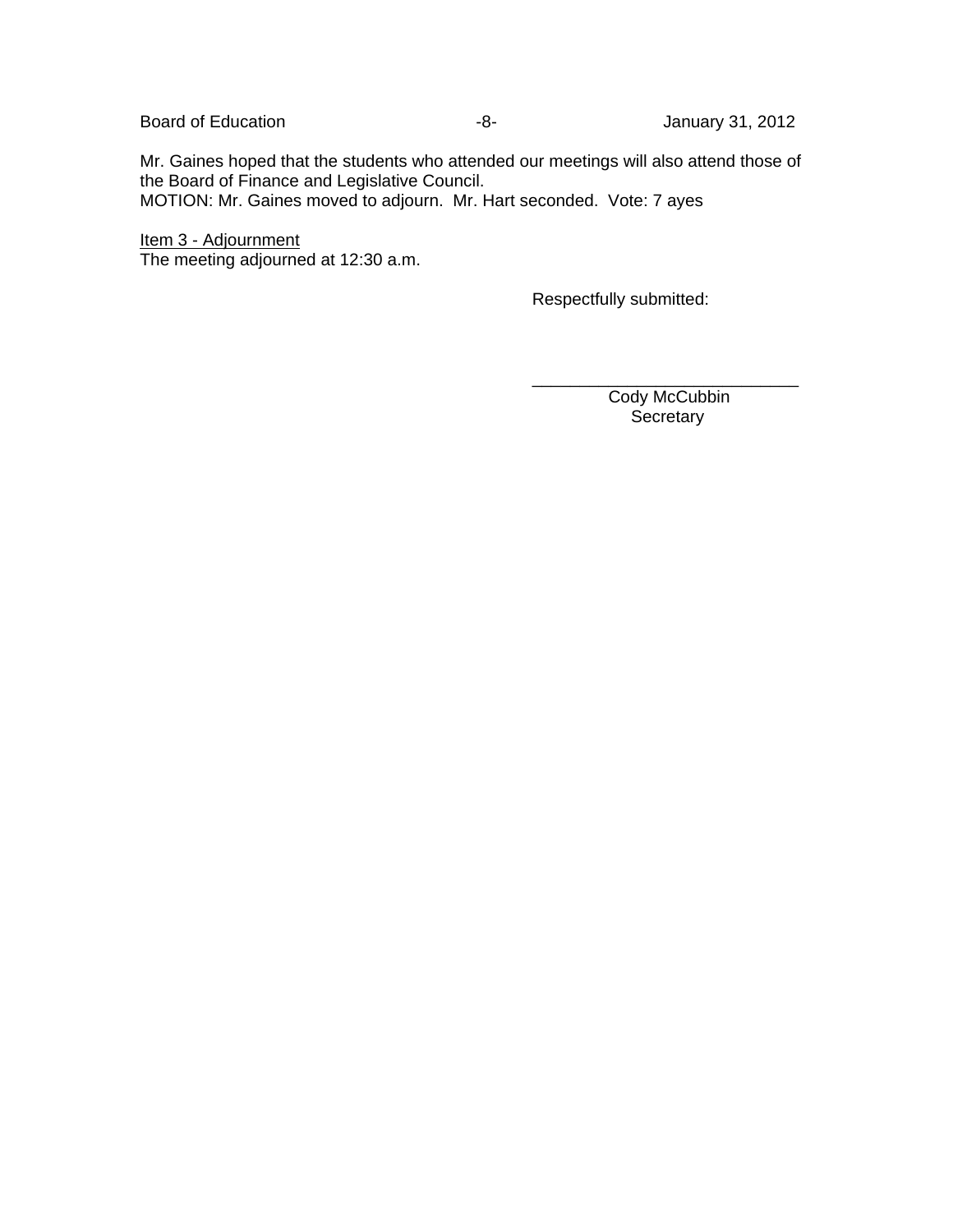Mr. Gaines hoped that the students who attended our meetings will also attend those of the Board of Finance and Legislative Council.
MOTION: Mr. Gaines moved to adjourn. Mr. Hart seconded. Vote: 7 ayes

Item 3 - Adjournment
The meeting adjourned at 12:30 a.m.

Respectfully submitted:

\_\_\_\_\_\_\_\_\_\_\_\_\_\_\_\_\_\_\_\_\_\_\_\_\_\_\_\_\_\_
Cody McCubbin
Secretary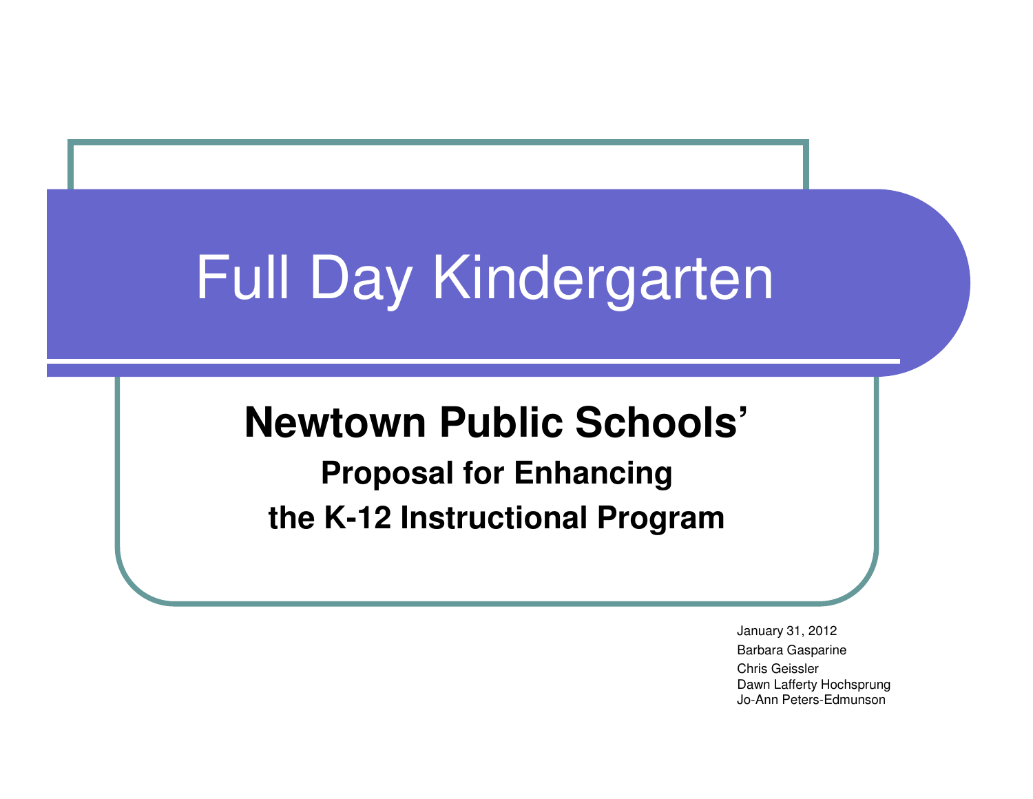# Full Day Kindergarten

## Newtown Public Schools'

### Proposal for Enhancing the K-12 Instructional Program

January 31, 2012
Barbara Gasparine
Chris Geissler
Dawn Lafferty Hochsprung
Jo-Ann Peters-Edmunson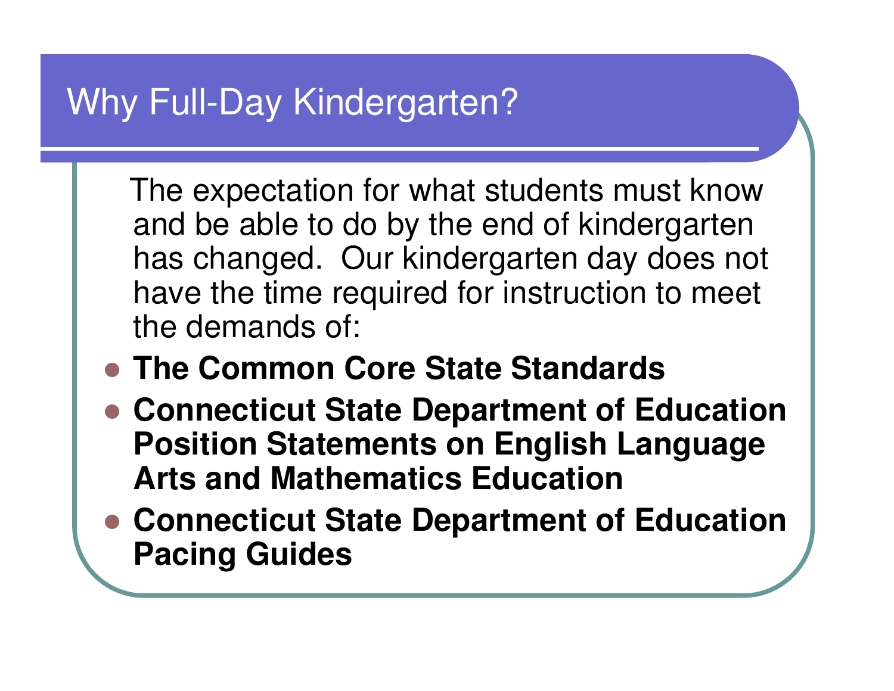# Why Full-Day Kindergarten?

The expectation for what students must know and be able to do by the end of kindergarten has changed. Our kindergarten day does not have the time required for instruction to meet the demands of:

- **The Common Core State Standards**
- **Connecticut State Department of Education Position Statements on English Language Arts and Mathematics Education**
- **Connecticut State Department of Education Pacing Guides**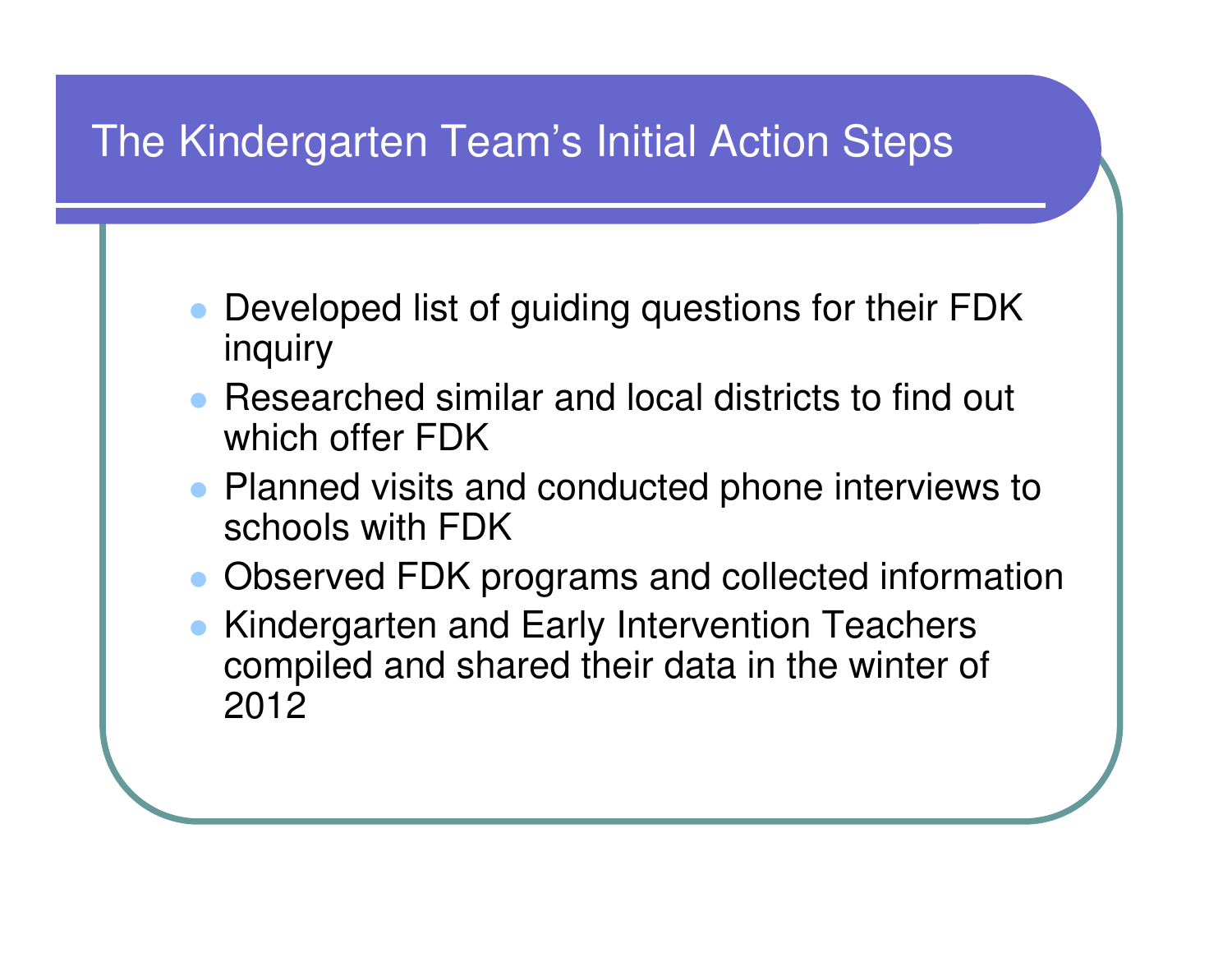# The Kindergarten Team's Initial Action Steps

- Developed list of guiding questions for their FDK inquiry
- Researched similar and local districts to find out which offer FDK
- Planned visits and conducted phone interviews to schools with FDK
- Observed FDK programs and collected information
- Kindergarten and Early Intervention Teachers compiled and shared their data in the winter of 2012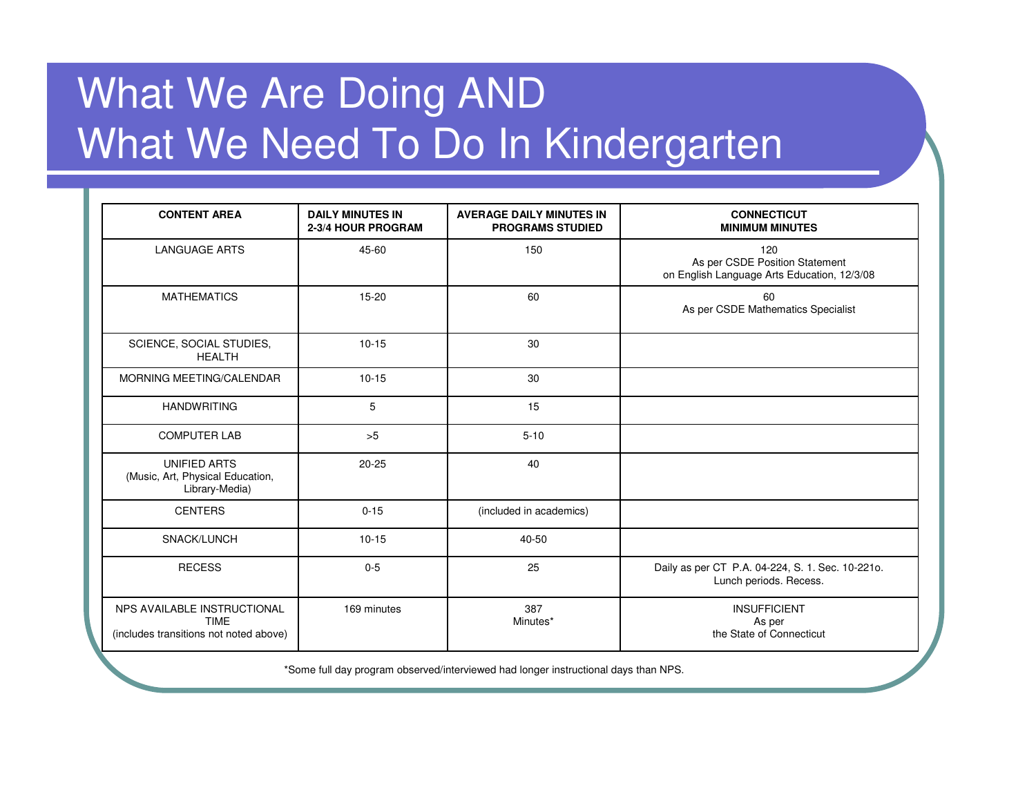# What We Are Doing AND What We Need To Do In Kindergarten

| CONTENT AREA | DAILY MINUTES IN 2-3/4 HOUR PROGRAM | AVERAGE DAILY MINUTES IN PROGRAMS STUDIED | CONNECTICUT MINIMUM MINUTES |
|---|---|---|---|
| LANGUAGE ARTS | 45-60 | 150 | 120<br>As per CSDE Position Statement on English Language Arts Education, 12/3/08 |
| MATHEMATICS | 15-20 | 60 | 60<br>As per CSDE Mathematics Specialist |
| SCIENCE, SOCIAL STUDIES, HEALTH | 10-15 | 30 | |
| MORNING MEETING/CALENDAR | 10-15 | 30 | |
| HANDWRITING | 5 | 15 | |
| COMPUTER LAB | >5 | 5-10 | |
| UNIFIED ARTS (Music, Art, Physical Education, Library-Media) | 20-25 | 40 | |
| CENTERS | 0-15 | (included in academics) | |
| SNACK/LUNCH | 10-15 | 40-50 | |
| RECESS | 0-5 | 25 | Daily as per CT P.A. 04-224, S. 1. Sec. 10-221o. Lunch periods. Recess. |
| NPS AVAILABLE INSTRUCTIONAL TIME (includes transitions not noted above) | 169 minutes | 387 Minutes* | INSUFFICIENT<br>As per the State of Connecticut |

*Some full day program observed/interviewed had longer instructional days than NPS.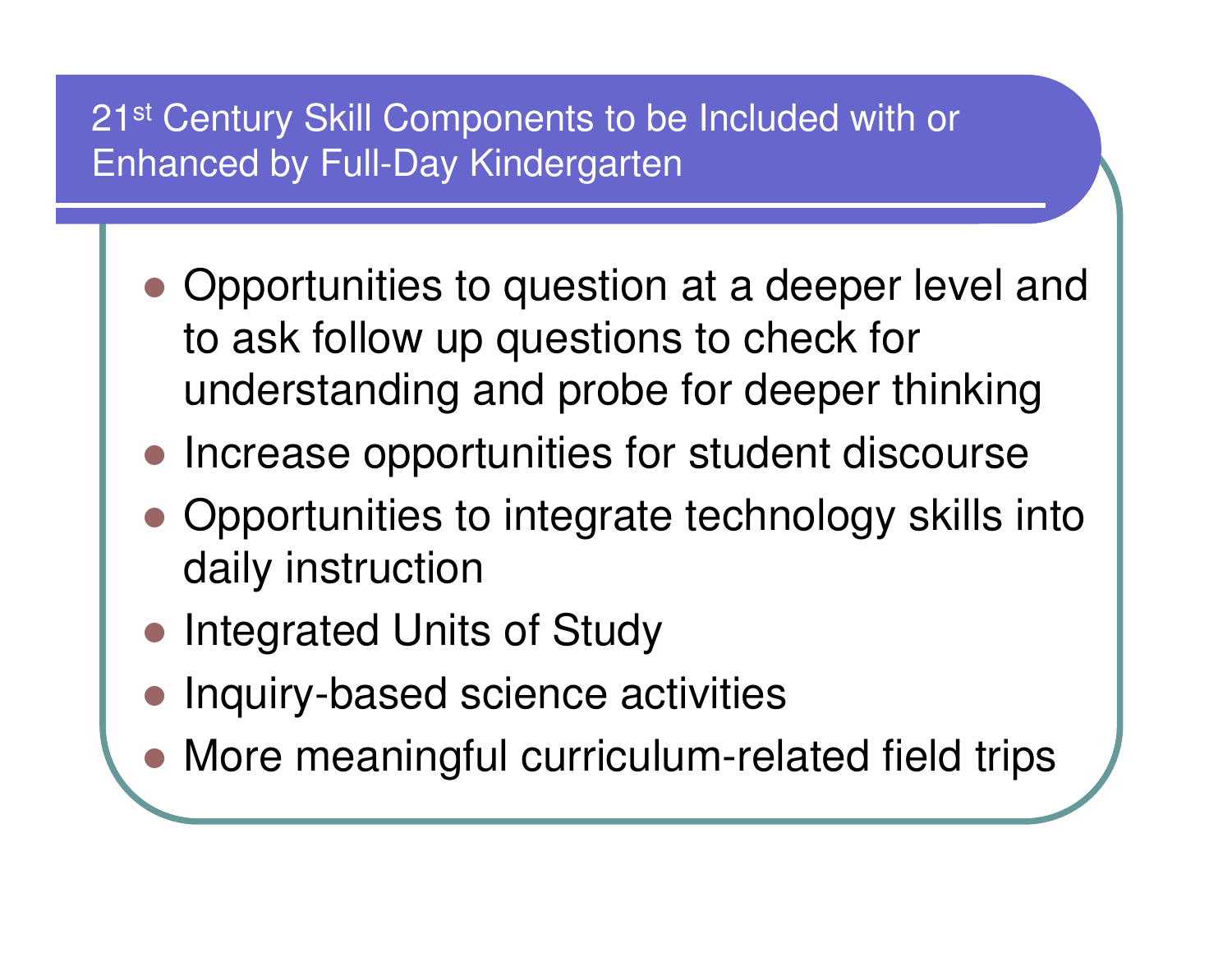## 21st Century Skill Components to be Included with or Enhanced by Full-Day Kindergarten

- Opportunities to question at a deeper level and to ask follow up questions to check for understanding and probe for deeper thinking
- Increase opportunities for student discourse
- Opportunities to integrate technology skills into daily instruction
- Integrated Units of Study
- Inquiry-based science activities
- More meaningful curriculum-related field trips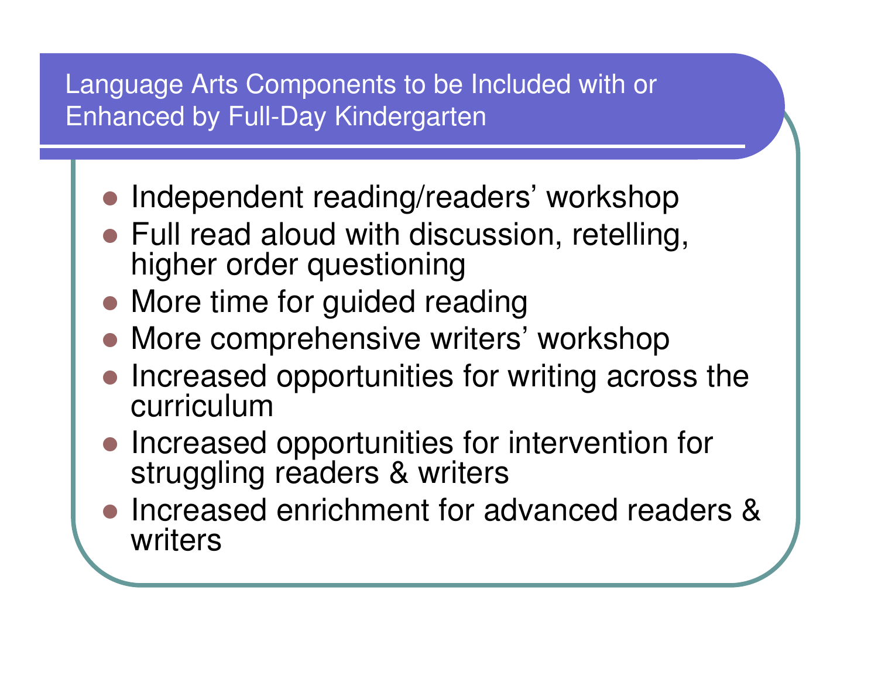## Language Arts Components to be Included with or Enhanced by Full-Day Kindergarten

- Independent reading/readers' workshop
- Full read aloud with discussion, retelling, higher order questioning
- More time for guided reading
- More comprehensive writers' workshop
- Increased opportunities for writing across the curriculum
- Increased opportunities for intervention for struggling readers & writers
- Increased enrichment for advanced readers & writers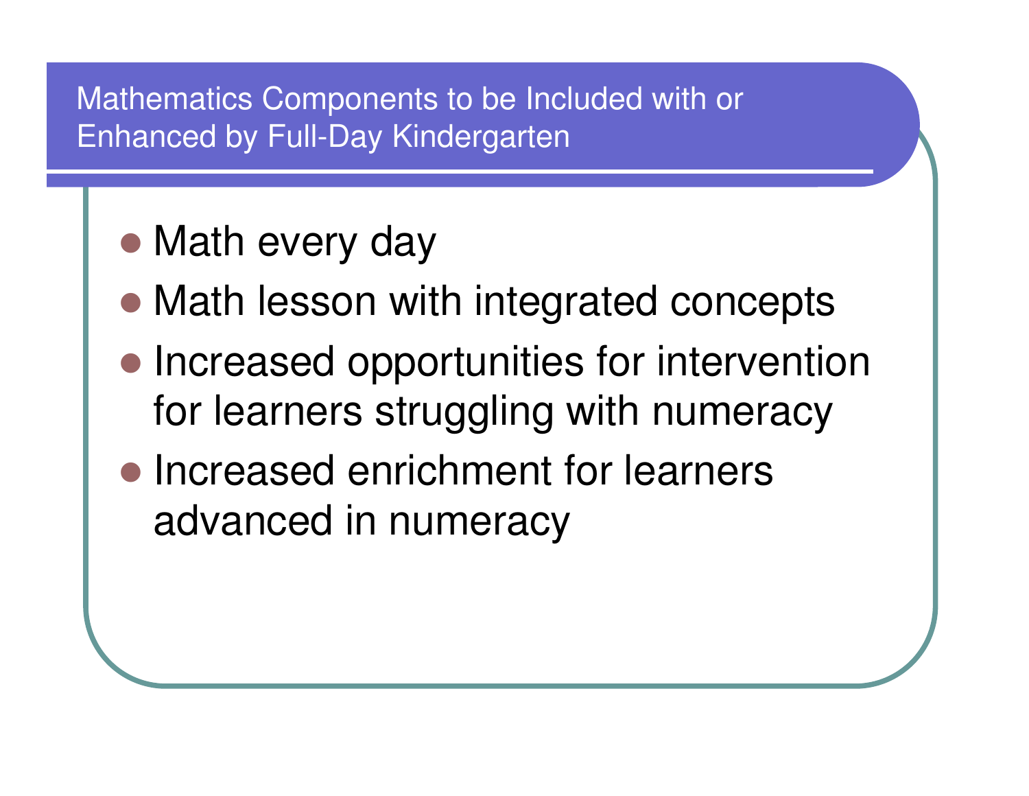## Mathematics Components to be Included with or Enhanced by Full-Day Kindergarten

- Math every day
- Math lesson with integrated concepts
- Increased opportunities for intervention for learners struggling with numeracy
- Increased enrichment for learners advanced in numeracy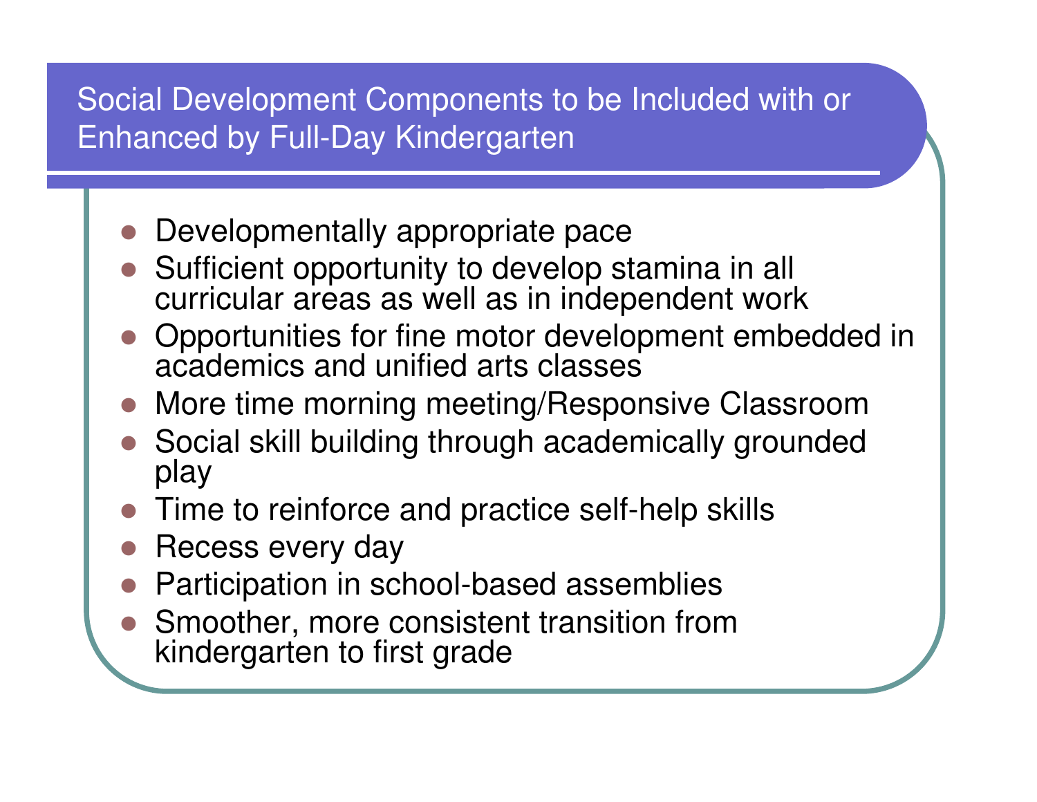# Social Development Components to be Included with or Enhanced by Full-Day Kindergarten

- Developmentally appropriate pace
- Sufficient opportunity to develop stamina in all curricular areas as well as in independent work
- Opportunities for fine motor development embedded in academics and unified arts classes
- More time morning meeting/Responsive Classroom
- Social skill building through academically grounded play
- Time to reinforce and practice self-help skills
- Recess every day
- Participation in school-based assemblies
- Smoother, more consistent transition from kindergarten to first grade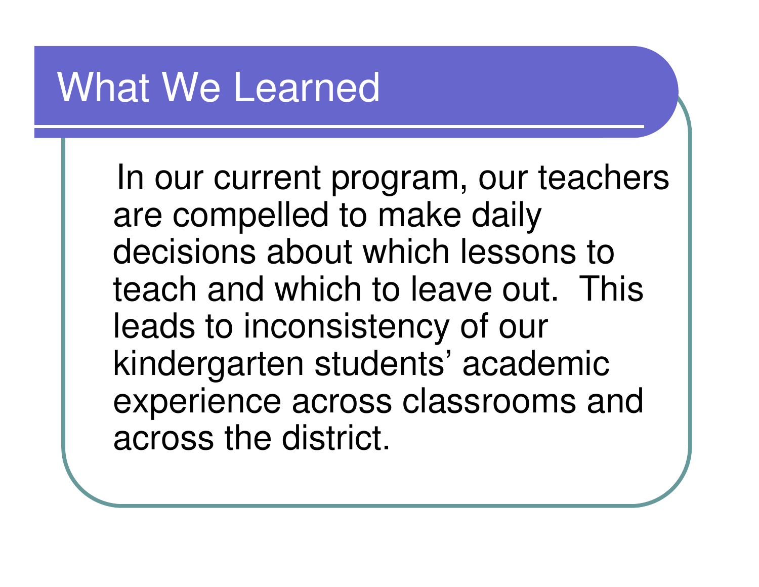# What We Learned

In our current program, our teachers are compelled to make daily decisions about which lessons to teach and which to leave out. This leads to inconsistency of our kindergarten students' academic experience across classrooms and across the district.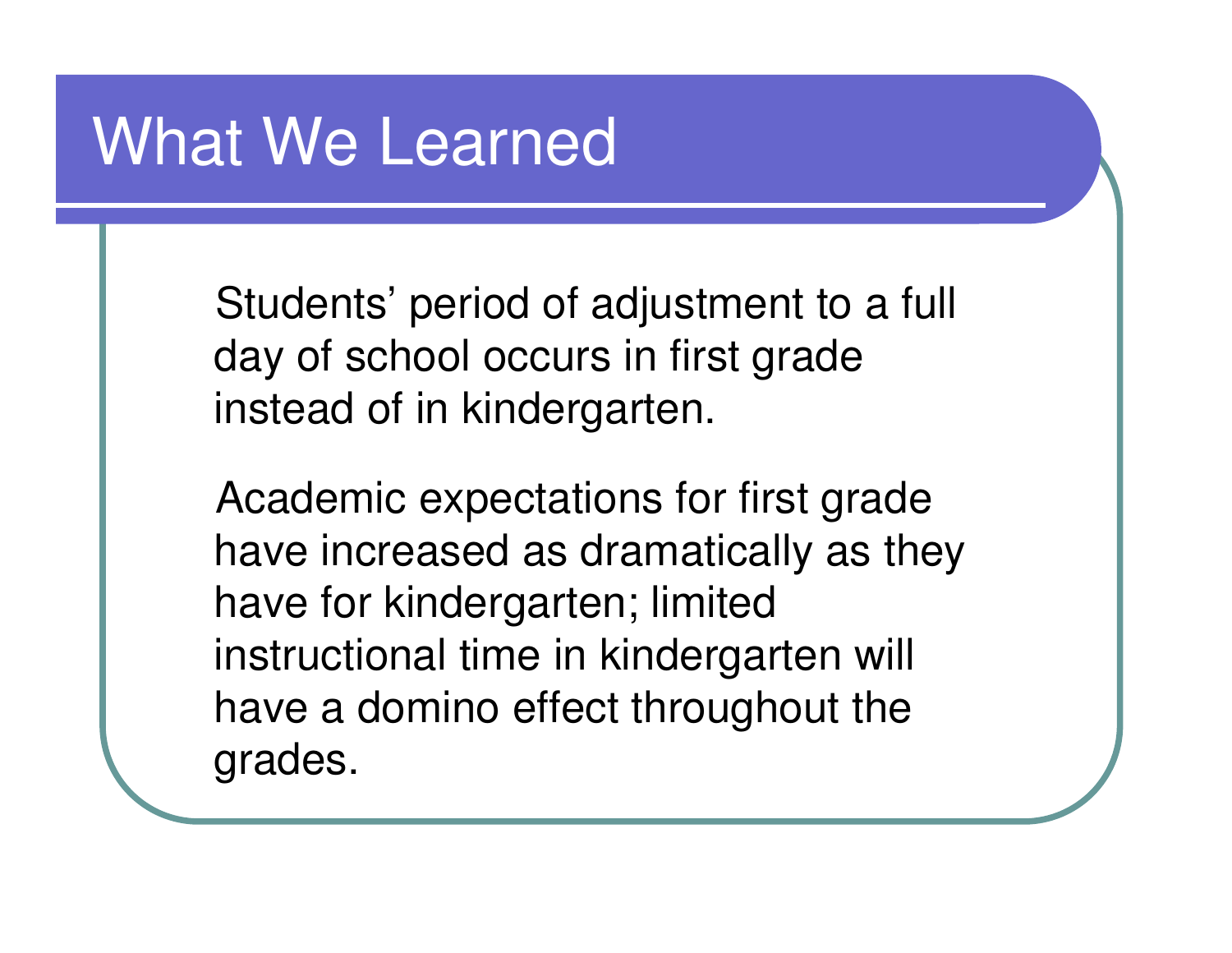# What We Learned

Students’ period of adjustment to a full day of school occurs in first grade instead of in kindergarten.

Academic expectations for first grade have increased as dramatically as they have for kindergarten; limited instructional time in kindergarten will have a domino effect throughout the grades.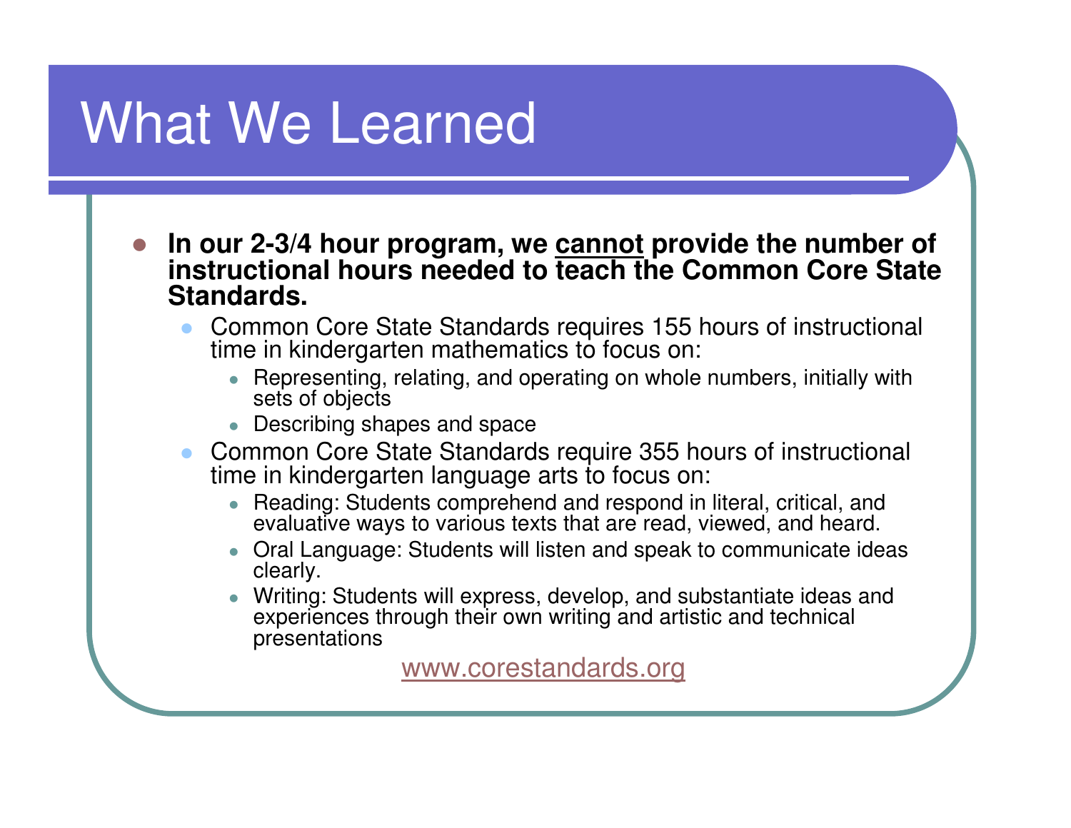# What We Learned

- **In our 2-3/4 hour program, we <u>cannot</u> provide the number of instructional hours needed to teach the Common Core State Standards.**
  - Common Core State Standards requires 155 hours of instructional time in kindergarten mathematics to focus on:
    - Representing, relating, and operating on whole numbers, initially with sets of objects
    - Describing shapes and space
  - Common Core State Standards require 355 hours of instructional time in kindergarten language arts to focus on:
    - Reading: Students comprehend and respond in literal, critical, and evaluative ways to various texts that are read, viewed, and heard.
    - Oral Language: Students will listen and speak to communicate ideas clearly.
    - Writing: Students will express, develop, and substantiate ideas and experiences through their own writing and artistic and technical presentations

[www.corestandards.org](http://www.corestandards.org)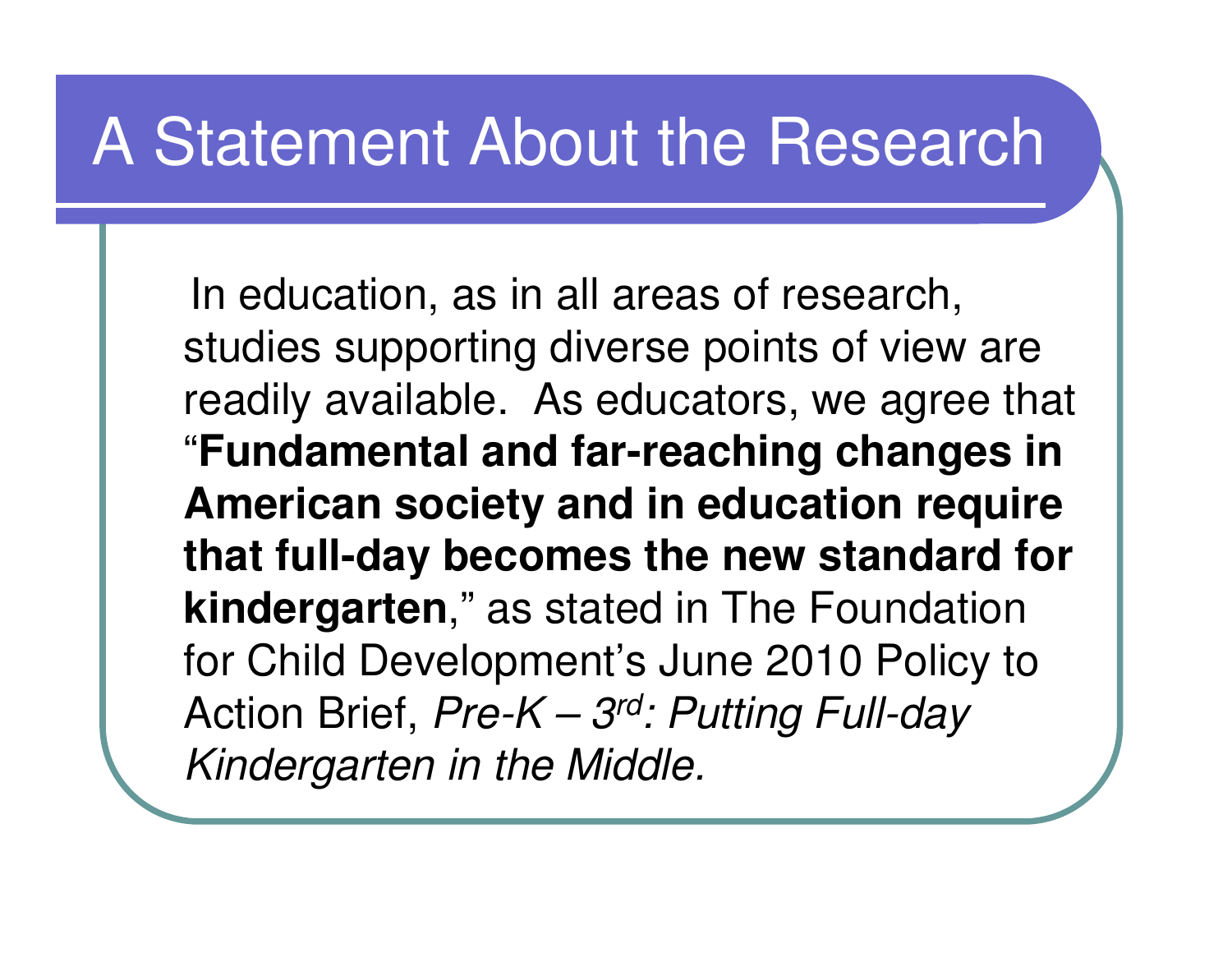# A Statement About the Research

In education, as in all areas of research, studies supporting diverse points of view are readily available. As educators, we agree that "**Fundamental and far-reaching changes in American society and in education require that full-day becomes the new standard for kindergarten**," as stated in The Foundation for Child Development's June 2010 Policy to Action Brief, *Pre-K – 3rd: Putting Full-day Kindergarten in the Middle.*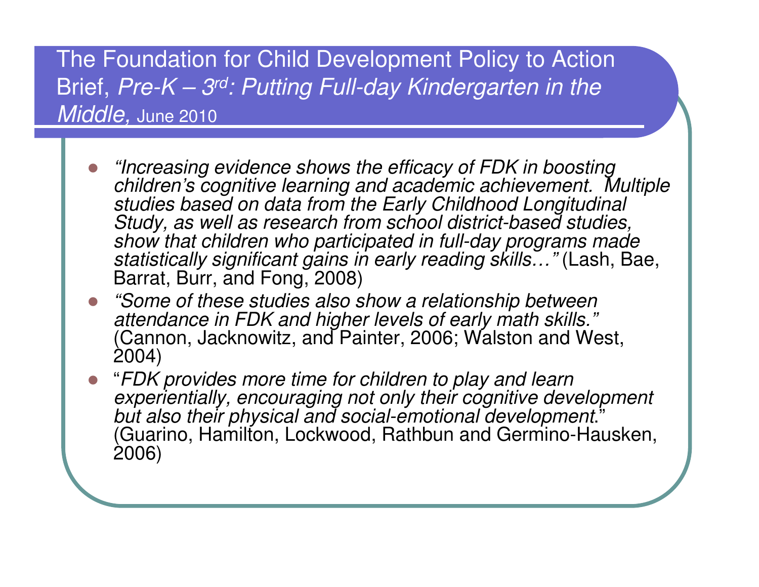# The Foundation for Child Development Policy to Action Brief, *Pre-K – 3rd: Putting Full-day Kindergarten in the Middle,* June 2010

- *"Increasing evidence shows the efficacy of FDK in boosting children's cognitive learning and academic achievement. Multiple studies based on data from the Early Childhood Longitudinal Study, as well as research from school district-based studies, show that children who participated in full-day programs made statistically significant gains in early reading skills…"* (Lash, Bae, Barrat, Burr, and Fong, 2008)
- *"Some of these studies also show a relationship between attendance in FDK and higher levels of early math skills."* (Cannon, Jacknowitz, and Painter, 2006; Walston and West, 2004)
- "*FDK provides more time for children to play and learn experientially, encouraging not only their cognitive development but also their physical and social-emotional development*." (Guarino, Hamilton, Lockwood, Rathbun and Germino-Hausken, 2006)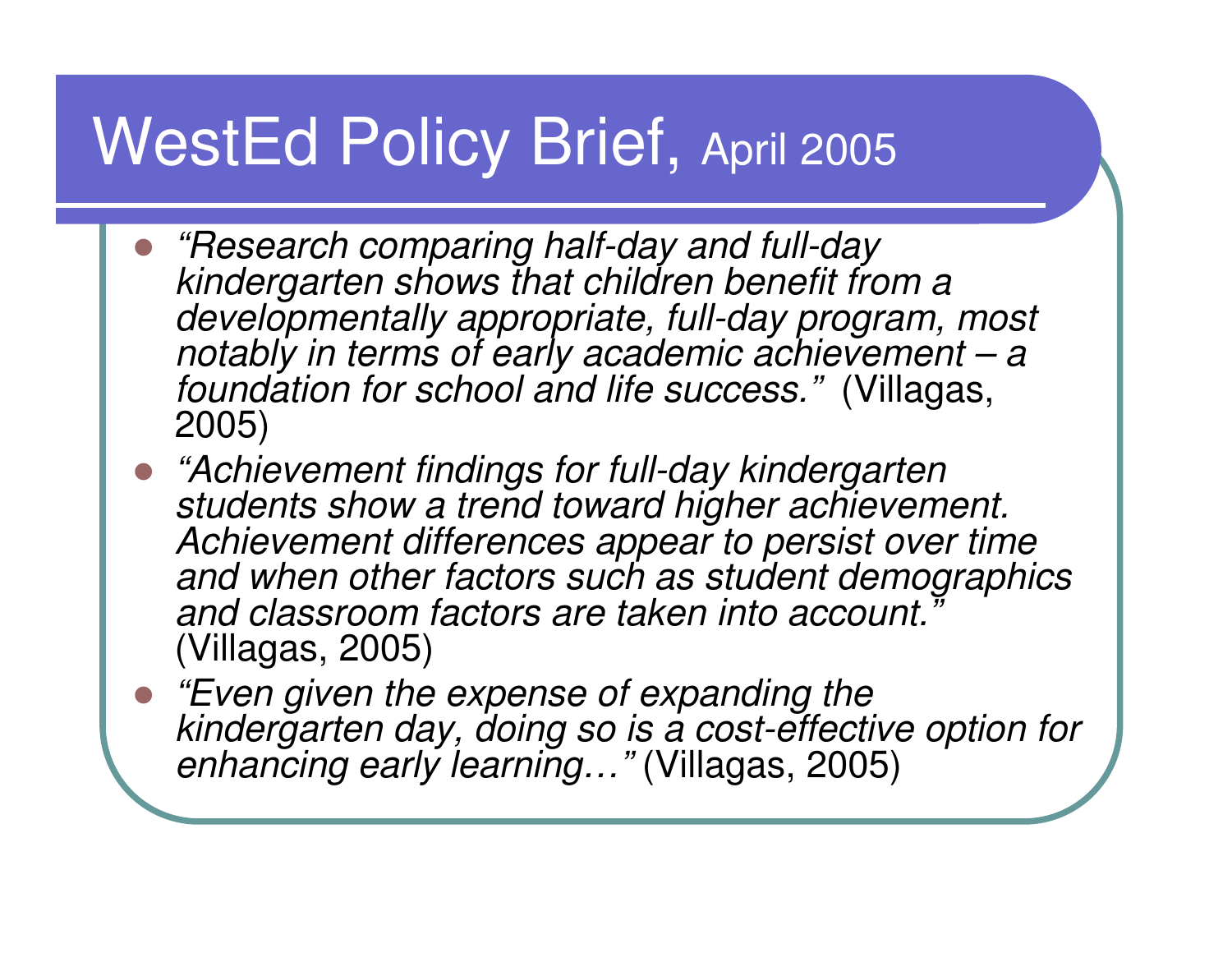# WestEd Policy Brief, April 2005

- *"Research comparing half-day and full-day kindergarten shows that children benefit from a developmentally appropriate, full-day program, most notably in terms of early academic achievement – a foundation for school and life success."* (Villagas, 2005)
- *"Achievement findings for full-day kindergarten students show a trend toward higher achievement. Achievement differences appear to persist over time and when other factors such as student demographics and classroom factors are taken into account."* (Villagas, 2005)
- *"Even given the expense of expanding the kindergarten day, doing so is a cost-effective option for enhancing early learning…"* (Villagas, 2005)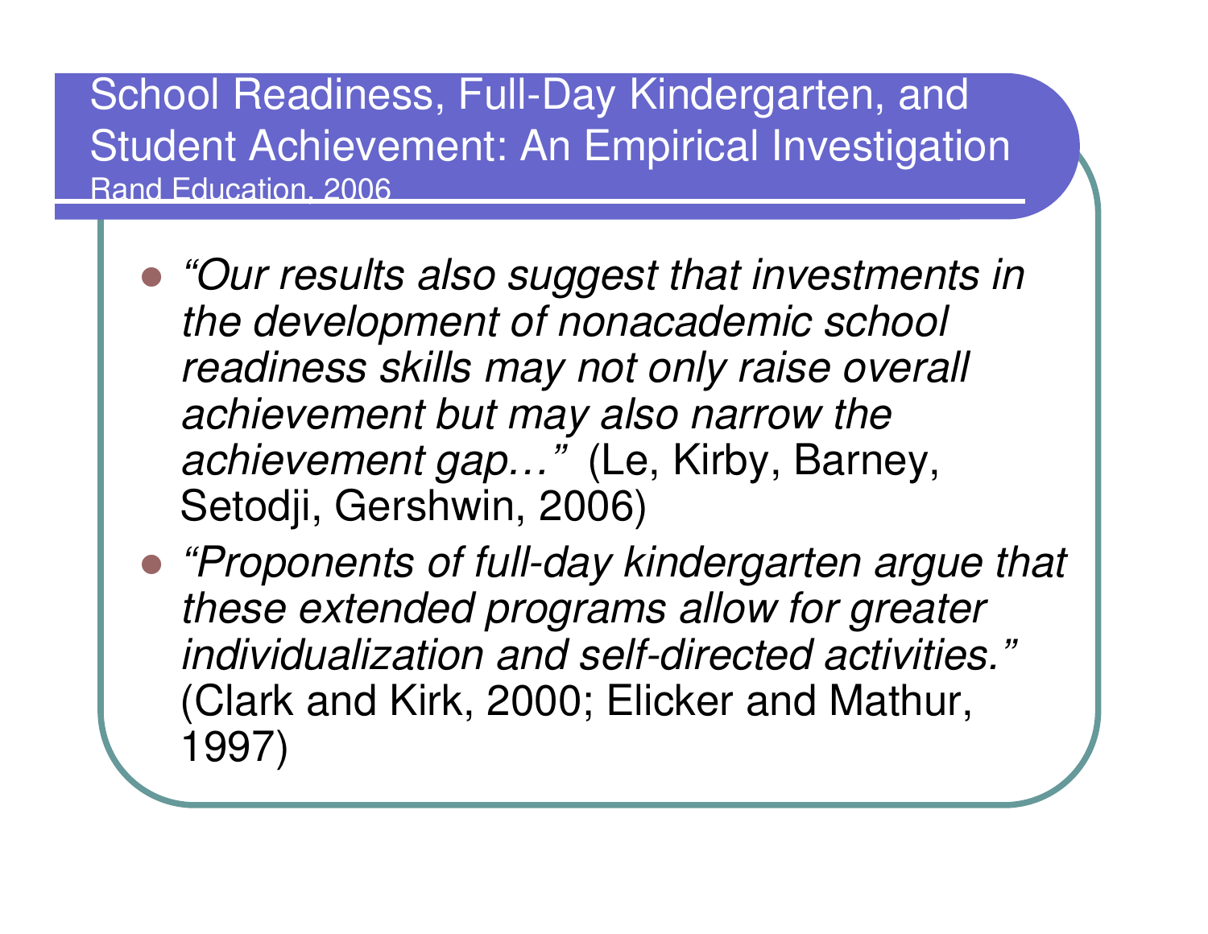# School Readiness, Full-Day Kindergarten, and Student Achievement: An Empirical Investigation

Rand Education, 2006

- *"Our results also suggest that investments in the development of nonacademic school readiness skills may not only raise overall achievement but may also narrow the achievement gap…"* (Le, Kirby, Barney, Setodji, Gershwin, 2006)
- *"Proponents of full-day kindergarten argue that these extended programs allow for greater individualization and self-directed activities."* (Clark and Kirk, 2000; Elicker and Mathur, 1997)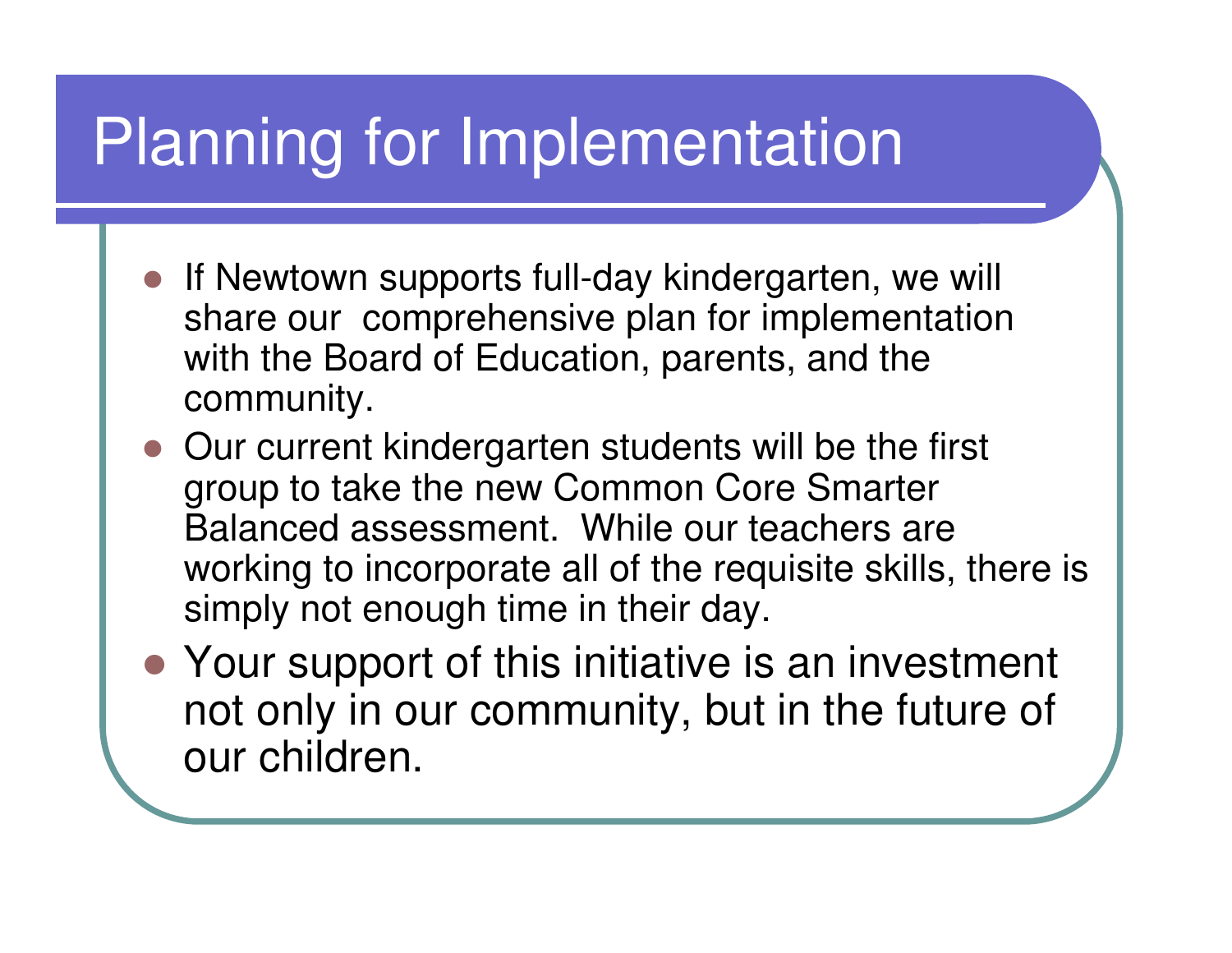# Planning for Implementation

- If Newtown supports full-day kindergarten, we will share our comprehensive plan for implementation with the Board of Education, parents, and the community.
- Our current kindergarten students will be the first group to take the new Common Core Smarter Balanced assessment. While our teachers are working to incorporate all of the requisite skills, there is simply not enough time in their day.
- Your support of this initiative is an investment not only in our community, but in the future of our children.